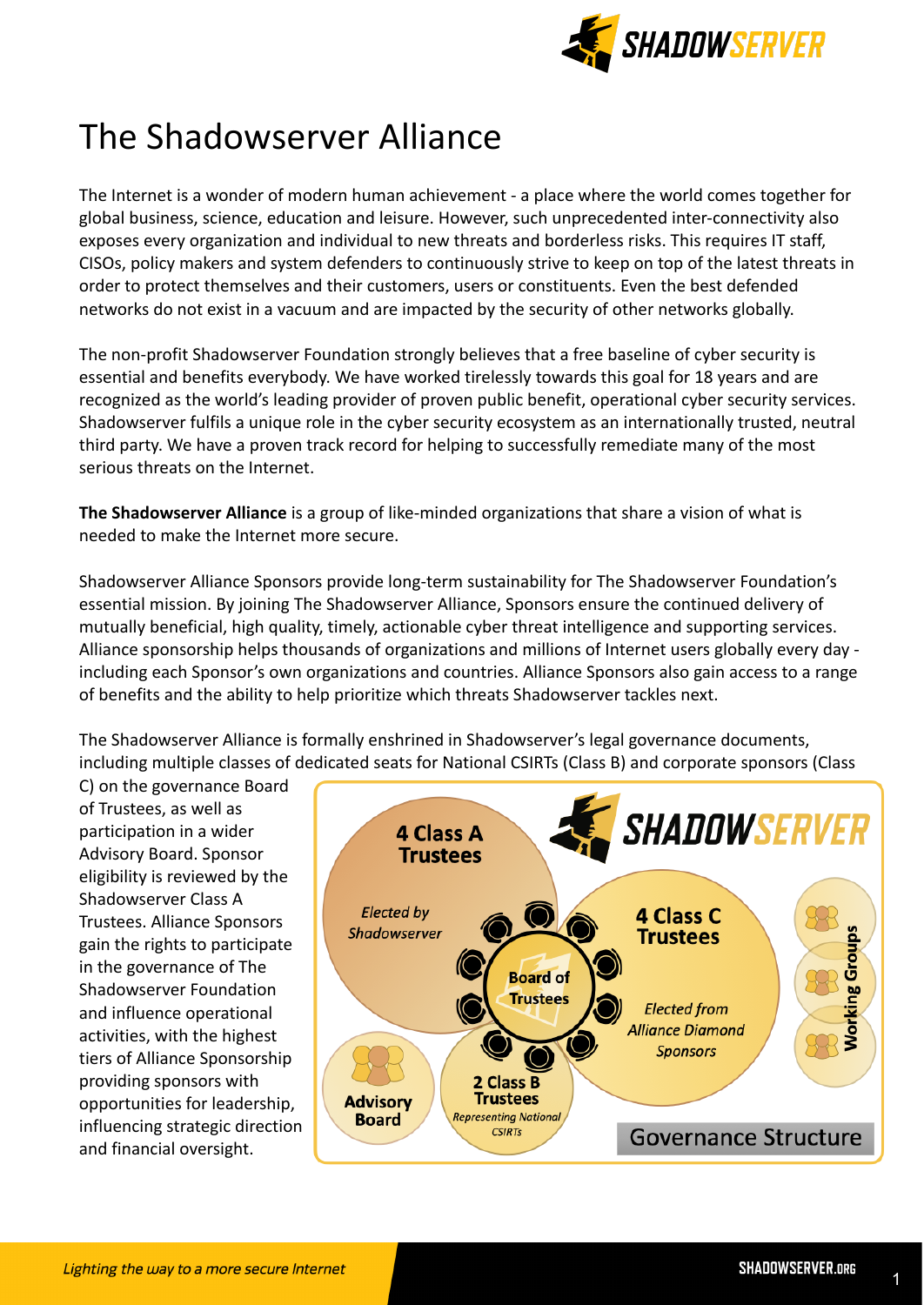# The Shadowserver Alliance

The Internet is a wonder of modern human achievement - a place where the world comes together for global business, science, education and leisure. However, such unprecedented inter-connectivity also exposes every organization and individual to new threats and borderless risks. This requires IT staff, CISOs, policy makers and system defenders to continuously strive to keep on top of the latest threats in order to protect themselves and their customers, users or constituents. Even the best defended networks do not exist in a vacuum and are impacted by the security of other networks globally.

The non-profit Shadowserver Foundation strongly believes that a free baseline of cyber security is essential and benefits everybody. We have worked tirelessly towards this goal for 18 years and are recognized as the world's leading provider of proven public benefit, operational cyber security services. Shadowserver fulfils a unique role in the cyber security ecosystem as an internationally trusted, neutral third party. We have a proven track record for helping to successfully remediate many of the most serious threats on the Internet.

**The Shadowserver Alliance** is a group of like-minded organizations that share a vision of what is needed to make the Internet more secure.

Shadowserver Alliance Sponsors provide long-term sustainability for The Shadowserver Foundation's essential mission. By joining The Shadowserver Alliance, Sponsors ensure the continued delivery of mutually beneficial, high quality, timely, actionable cyber threat intelligence and supporting services. Alliance sponsorship helps thousands of organizations and millions of Internet users globally every day - including each Sponsor's own organizations and countries. Alliance Sponsors also gain access to a range of benefits and the ability to help prioritize which threats Shadowserver tackles next.

The Shadowserver Alliance is formally enshrined in Shadowserver's legal governance documents, including multiple classes of dedicated seats for National CSIRTs (Class B) and corporate sponsors (Class C) on the governance Board of Trustees, as well as participation in a wider Advisory Board. Sponsor eligibility is reviewed by the Shadowserver Class A Trustees. Alliance Sponsors gain the rights to participate in the governance of The Shadowserver Foundation and influence operational activities, with the highest tiers of Alliance Sponsorship providing sponsors with opportunities for leadership, influencing strategic direction and financial oversight.

**Governance Structure**

- **Board of Trustees**
- **4 Class A Trustees** – *Elected by Shadowserver*
- **4 Class C Trustees** – *Elected from Alliance Diamond Sponsors*
- **2 Class B Trustees** – *Representing National CSIRTs*
- **Advisory Board**
- **Working Groups**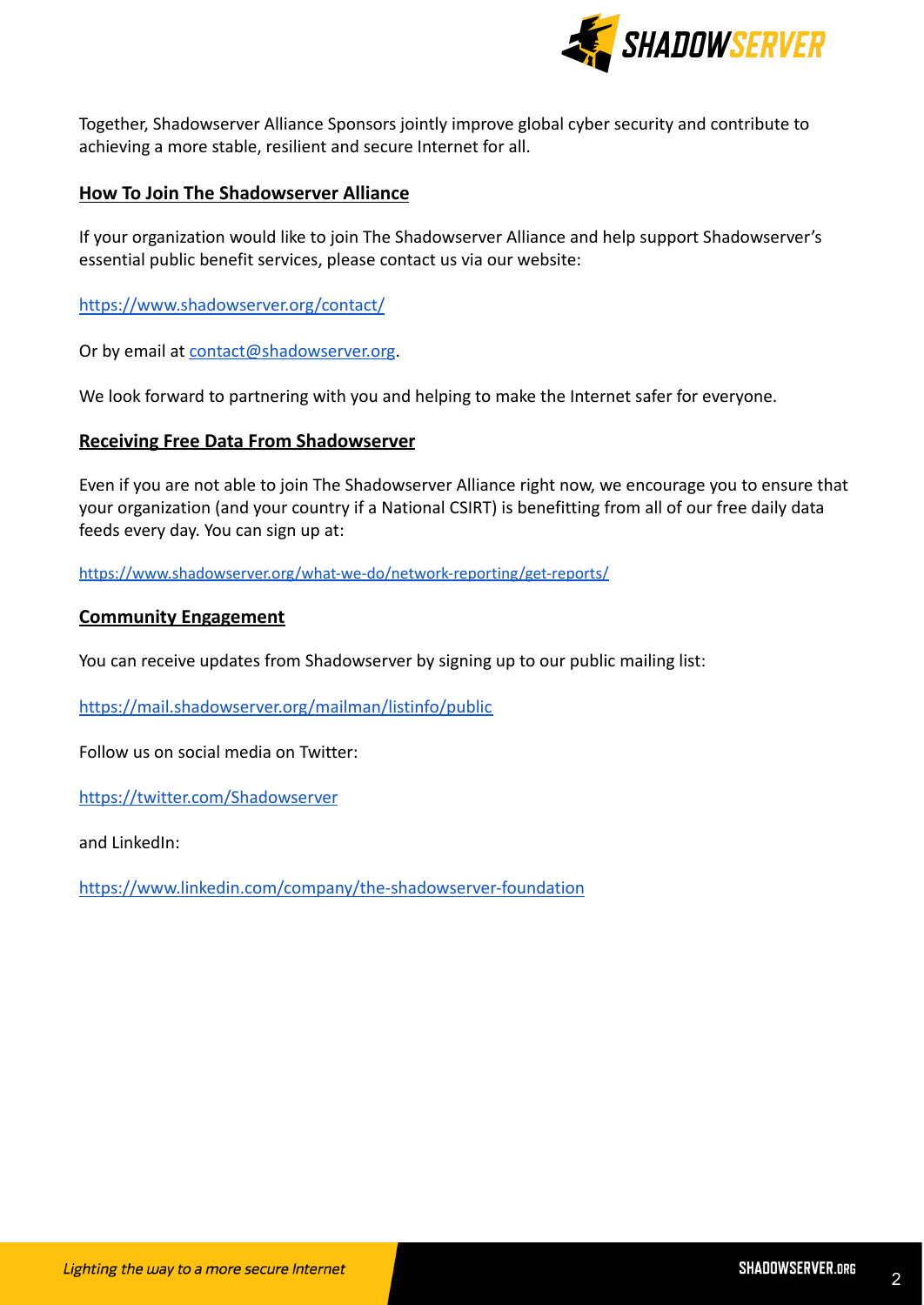Together, Shadowserver Alliance Sponsors jointly improve global cyber security and contribute to achieving a more stable, resilient and secure Internet for all.

## **How To Join The Shadowserver Alliance**

If your organization would like to join The Shadowserver Alliance and help support Shadowserver's essential public benefit services, please contact us via our website:

https://www.shadowserver.org/contact/

Or by email at contact@shadowserver.org.

We look forward to partnering with you and helping to make the Internet safer for everyone.

## **Receiving Free Data From Shadowserver**

Even if you are not able to join The Shadowserver Alliance right now, we encourage you to ensure that your organization (and your country if a National CSIRT) is benefitting from all of our free daily data feeds every day. You can sign up at:

https://www.shadowserver.org/what-we-do/network-reporting/get-reports/

## **Community Engagement**

You can receive updates from Shadowserver by signing up to our public mailing list:

https://mail.shadowserver.org/mailman/listinfo/public

Follow us on social media on Twitter:

https://twitter.com/Shadowserver

and LinkedIn:

https://www.linkedin.com/company/the-shadowserver-foundation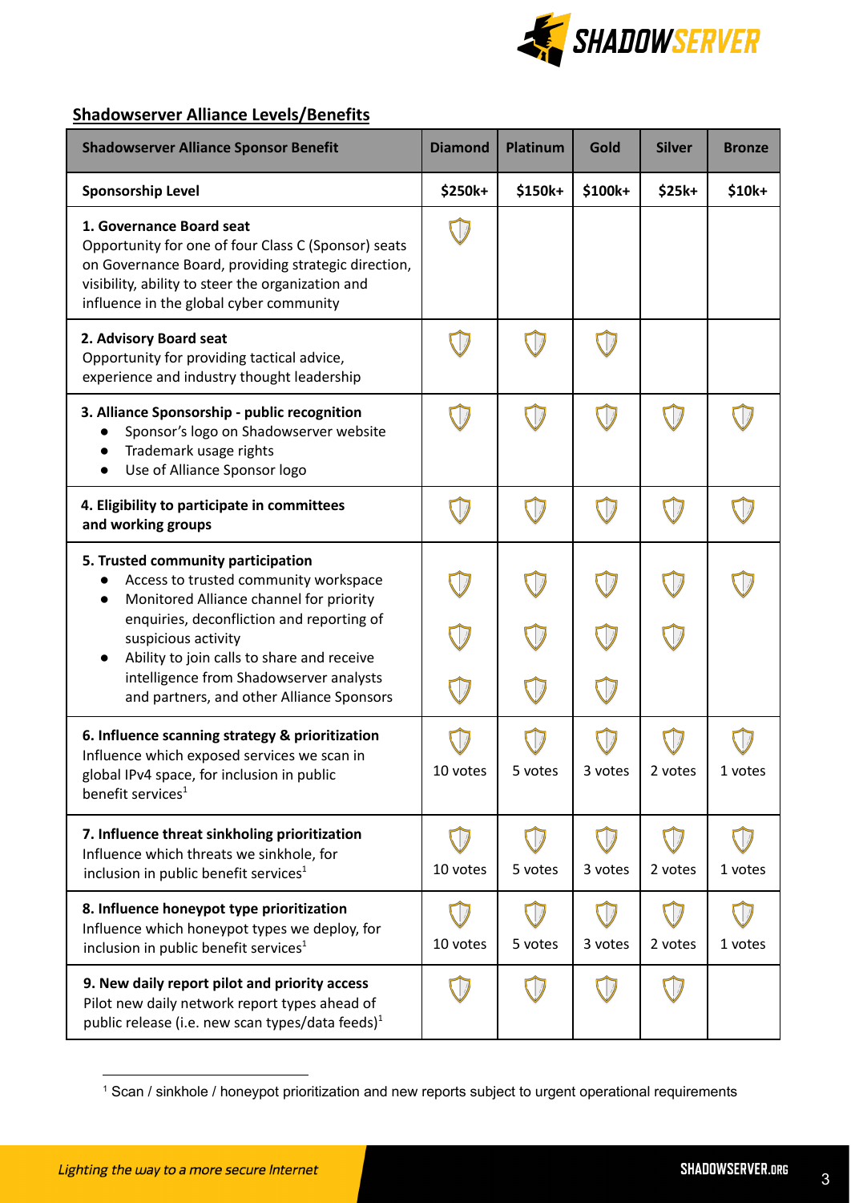## Shadowserver Alliance Levels/Benefits

| Shadowserver Alliance Sponsor Benefit | Diamond | Platinum | Gold | Silver | Bronze |
|---|---|---|---|---|---|
| **Sponsorship Level** | **$250k+** | **$150k+** | **$100k+** | **$25k+** | **$10k+** |
| **1. Governance Board seat**<br>Opportunity for one of four Class C (Sponsor) seats on Governance Board, providing strategic direction, visibility, ability to steer the organization and influence in the global cyber community | ✓ | | | | |
| **2. Advisory Board seat**<br>Opportunity for providing tactical advice, experience and industry thought leadership | ✓ | ✓ | ✓ | | |
| **3. Alliance Sponsorship - public recognition**<br>• Sponsor's logo on Shadowserver website<br>• Trademark usage rights<br>• Use of Alliance Sponsor logo | ✓ | ✓ | ✓ | ✓ | ✓ |
| **4. Eligibility to participate in committees and working groups** | ✓ | ✓ | ✓ | ✓ | ✓ |
| **5. Trusted community participation**<br>• Access to trusted community workspace | ✓ | ✓ | ✓ | ✓ | ✓ |
| • Monitored Alliance channel for priority enquiries, deconfliction and reporting of suspicious activity | ✓ | ✓ | ✓ | ✓ | |
| • Ability to join calls to share and receive intelligence from Shadowserver analysts and partners, and other Alliance Sponsors | ✓ | ✓ | ✓ | | |
| **6. Influence scanning strategy & prioritization**<br>Influence which exposed services we scan in global IPv4 space, for inclusion in public benefit services[1] | ✓ 10 votes | ✓ 5 votes | ✓ 3 votes | ✓ 2 votes | ✓ 1 votes |
| **7. Influence threat sinkholing prioritization**<br>Influence which threats we sinkhole, for inclusion in public benefit services[1] | ✓ 10 votes | ✓ 5 votes | ✓ 3 votes | ✓ 2 votes | ✓ 1 votes |
| **8. Influence honeypot type prioritization**<br>Influence which honeypot types we deploy, for inclusion in public benefit services[1] | ✓ 10 votes | ✓ 5 votes | ✓ 3 votes | ✓ 2 votes | ✓ 1 votes |
| **9. New daily report pilot and priority access**<br>Pilot new daily network report types ahead of public release (i.e. new scan types/data feeds)[1] | ✓ | ✓ | ✓ | ✓ | |

[1] Scan / sinkhole / honeypot prioritization and new reports subject to urgent operational requirements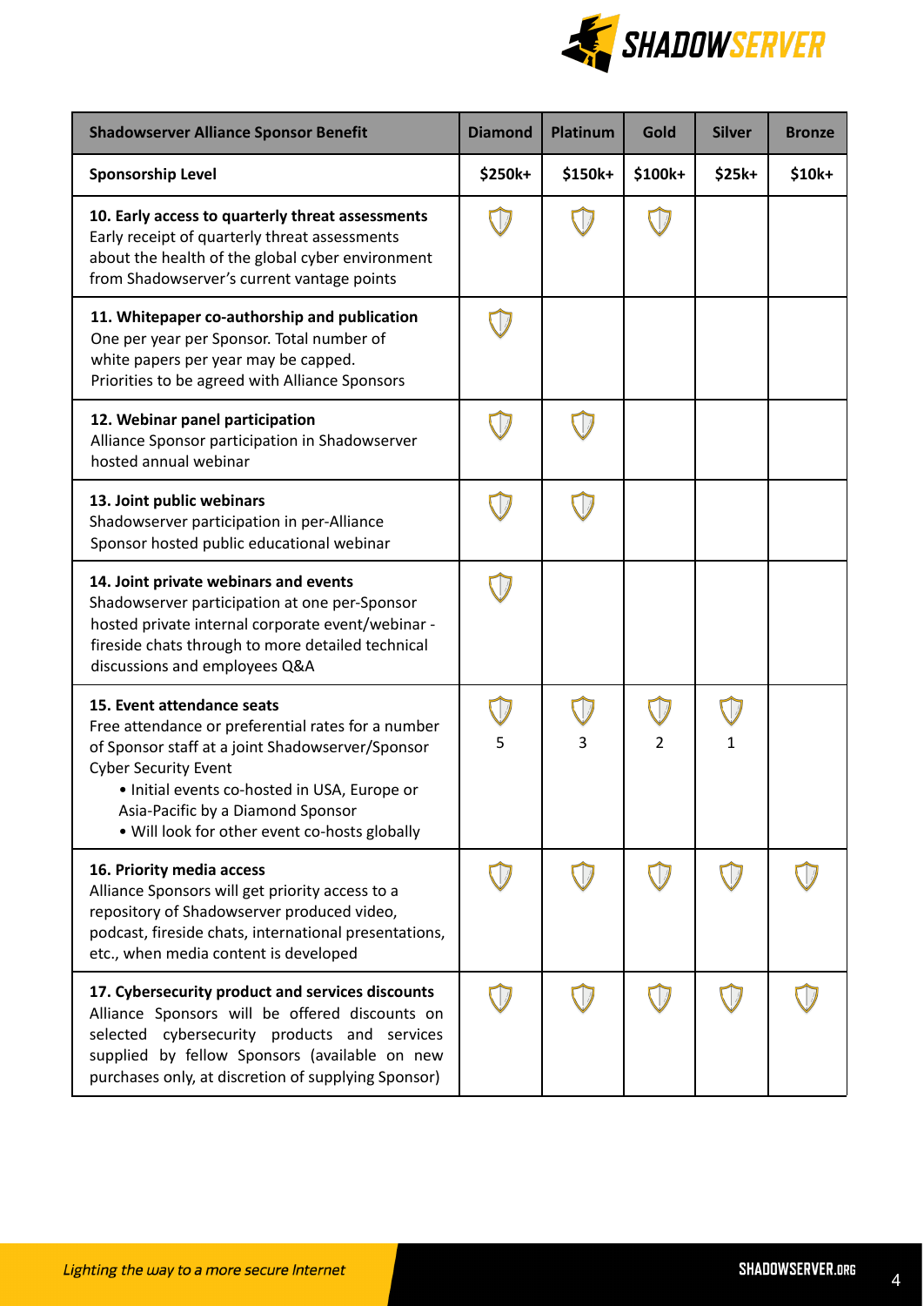| Shadowserver Alliance Sponsor Benefit | Diamond | Platinum | Gold | Silver | Bronze |
|---|---|---|---|---|---|
| **Sponsorship Level** | $250k+ | $150k+ | $100k+ | $25k+ | $10k+ |
| **10. Early access to quarterly threat assessments** Early receipt of quarterly threat assessments about the health of the global cyber environment from Shadowserver's current vantage points | ✓ | ✓ | ✓ | | |
| **11. Whitepaper co-authorship and publication** One per year per Sponsor. Total number of white papers per year may be capped. Priorities to be agreed with Alliance Sponsors | ✓ | | | | |
| **12. Webinar panel participation** Alliance Sponsor participation in Shadowserver hosted annual webinar | ✓ | ✓ | | | |
| **13. Joint public webinars** Shadowserver participation in per-Alliance Sponsor hosted public educational webinar | ✓ | ✓ | | | |
| **14. Joint private webinars and events** Shadowserver participation at one per-Sponsor hosted private internal corporate event/webinar - fireside chats through to more detailed technical discussions and employees Q&A | ✓ | | | | |
| **15. Event attendance seats** Free attendance or preferential rates for a number of Sponsor staff at a joint Shadowserver/Sponsor Cyber Security Event<br>• Initial events co-hosted in USA, Europe or Asia-Pacific by a Diamond Sponsor<br>• Will look for other event co-hosts globally | ✓ 5 | ✓ 3 | ✓ 2 | ✓ 1 | |
| **16. Priority media access** Alliance Sponsors will get priority access to a repository of Shadowserver produced video, podcast, fireside chats, international presentations, etc., when media content is developed | ✓ | ✓ | ✓ | ✓ | ✓ |
| **17. Cybersecurity product and services discounts** Alliance Sponsors will be offered discounts on selected cybersecurity products and services supplied by fellow Sponsors (available on new purchases only, at discretion of supplying Sponsor) | ✓ | ✓ | ✓ | ✓ | ✓ |